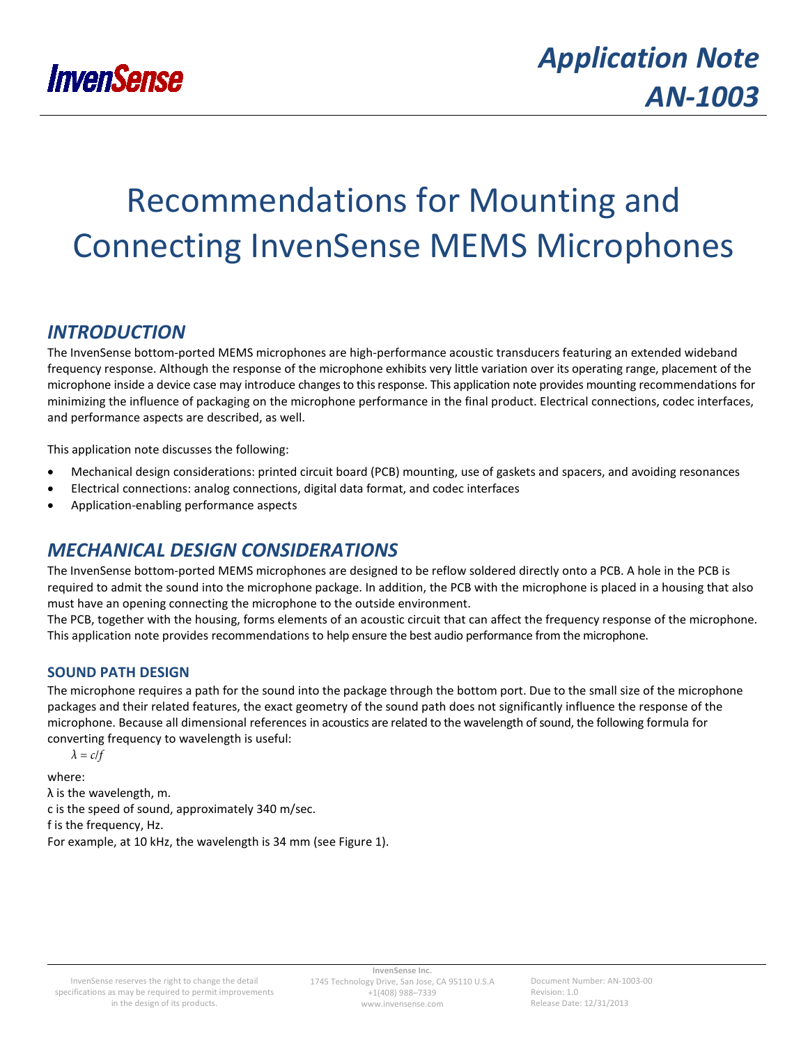# Application Note AN-1003

# Recommendations for Mounting and Connecting InvenSense MEMS Microphones

## *INTRODUCTION*

The InvenSense bottom-ported MEMS microphones are high-performance acoustic transducers featuring an extended wideband frequency response. Although the response of the microphone exhibits very little variation over its operating range, placement of the microphone inside a device case may introduce changes to this response. This application note provides mounting recommendations for minimizing the influence of packaging on the microphone performance in the final product. Electrical connections, codec interfaces, and performance aspects are described, as well.

This application note discusses the following:

- Mechanical design considerations: printed circuit board (PCB) mounting, use of gaskets and spacers, and avoiding resonances
- Electrical connections: analog connections, digital data format, and codec interfaces
- Application-enabling performance aspects

## *MECHANICAL DESIGN CONSIDERATIONS*

The InvenSense bottom-ported MEMS microphones are designed to be reflow soldered directly onto a PCB. A hole in the PCB is required to admit the sound into the microphone package. In addition, the PCB with the microphone is placed in a housing that also must have an opening connecting the microphone to the outside environment.

The PCB, together with the housing, forms elements of an acoustic circuit that can affect the frequency response of the microphone. This application note provides recommendations to help ensure the best audio performance from the microphone.

### SOUND PATH DESIGN

The microphone requires a path for the sound into the package through the bottom port. Due to the small size of the microphone packages and their related features, the exact geometry of the sound path does not significantly influence the response of the microphone. Because all dimensional references in acoustics are related to the wavelength of sound, the following formula for converting frequency to wavelength is useful:

$$\lambda = c/f$$

where:

λ is the wavelength, m.

c is the speed of sound, approximately 340 m/sec.

f is the frequency, Hz.

For example, at 10 kHz, the wavelength is 34 mm (see Figure 1).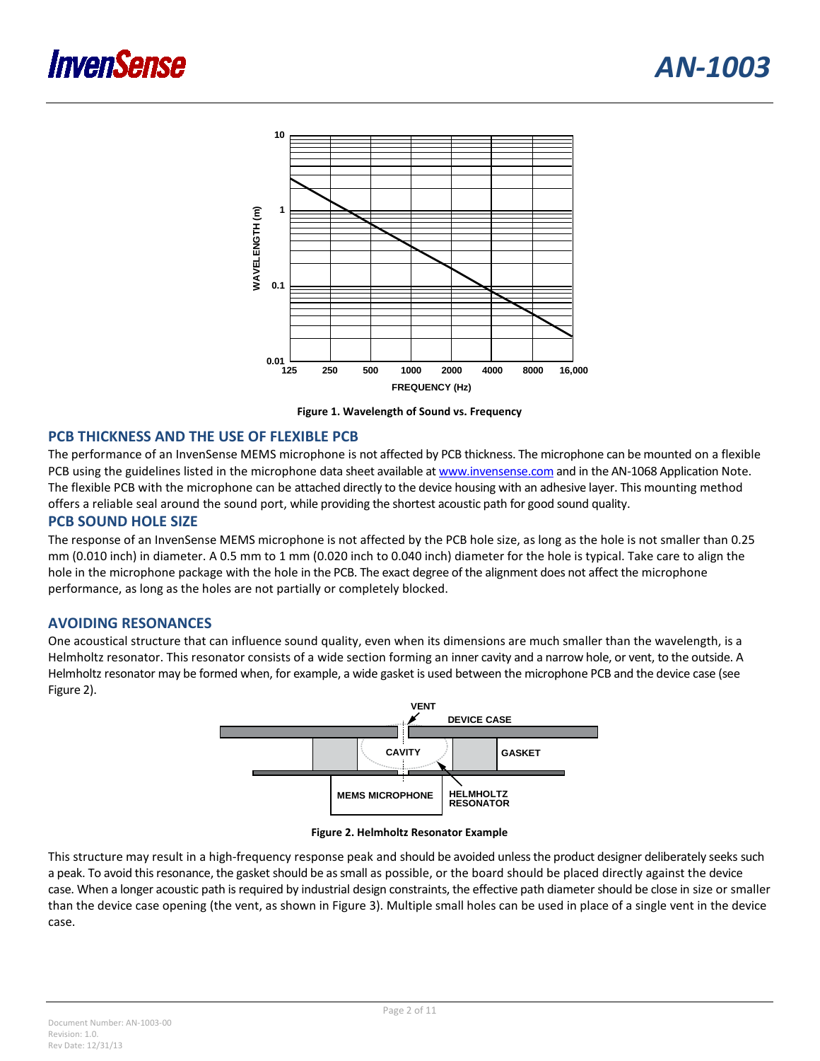Figure 1. Wavelength of Sound vs. Frequency

## PCB THICKNESS AND THE USE OF FLEXIBLE PCB

The performance of an InvenSense MEMS microphone is not affected by PCB thickness. The microphone can be mounted on a flexible PCB using the guidelines listed in the microphone data sheet available at www.invensense.com and in the AN-1068 Application Note. The flexible PCB with the microphone can be attached directly to the device housing with an adhesive layer. This mounting method offers a reliable seal around the sound port, while providing the shortest acoustic path for good sound quality.

## PCB SOUND HOLE SIZE

The response of an InvenSense MEMS microphone is not affected by the PCB hole size, as long as the hole is not smaller than 0.25 mm (0.010 inch) in diameter. A 0.5 mm to 1 mm (0.020 inch to 0.040 inch) diameter for the hole is typical. Take care to align the hole in the microphone package with the hole in the PCB. The exact degree of the alignment does not affect the microphone performance, as long as the holes are not partially or completely blocked.

## AVOIDING RESONANCES

One acoustical structure that can influence sound quality, even when its dimensions are much smaller than the wavelength, is a Helmholtz resonator. This resonator consists of a wide section forming an inner cavity and a narrow hole, or vent, to the outside. A Helmholtz resonator may be formed when, for example, a wide gasket is used between the microphone PCB and the device case (see Figure 2).

Figure 2. Helmholtz Resonator Example

This structure may result in a high-frequency response peak and should be avoided unless the product designer deliberately seeks such a peak. To avoid this resonance, the gasket should be as small as possible, or the board should be placed directly against the device case. When a longer acoustic path is required by industrial design constraints, the effective path diameter should be close in size or smaller than the device case opening (the vent, as shown in Figure 3). Multiple small holes can be used in place of a single vent in the device case.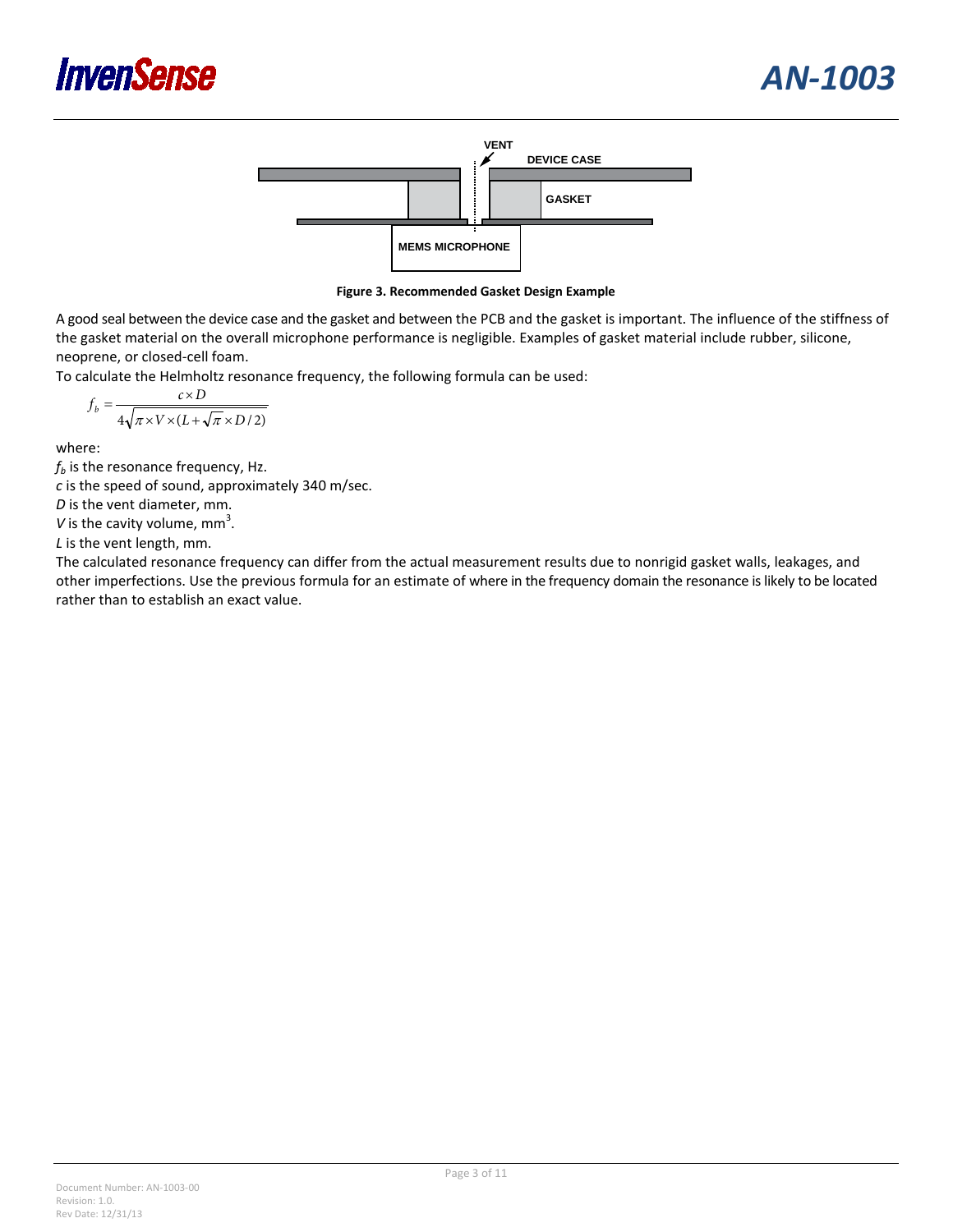VENT

DEVICE CASE

GASKET

MEMS MICROPHONE

**Figure 3. Recommended Gasket Design Example**

A good seal between the device case and the gasket and between the PCB and the gasket is important. The influence of the stiffness of the gasket material on the overall microphone performance is negligible. Examples of gasket material include rubber, silicone, neoprene, or closed-cell foam.

To calculate the Helmholtz resonance frequency, the following formula can be used:

$$f_b = \frac{c \times D}{4\sqrt{\pi \times V \times (L + \sqrt{\pi} \times D/2)}}$$

where:

$f_b$ is the resonance frequency, Hz.

$c$ is the speed of sound, approximately 340 m/sec.

$D$ is the vent diameter, mm.

$V$ is the cavity volume, $mm^3$.

$L$ is the vent length, mm.

The calculated resonance frequency can differ from the actual measurement results due to nonrigid gasket walls, leakages, and other imperfections. Use the previous formula for an estimate of where in the frequency domain the resonance is likely to be located rather than to establish an exact value.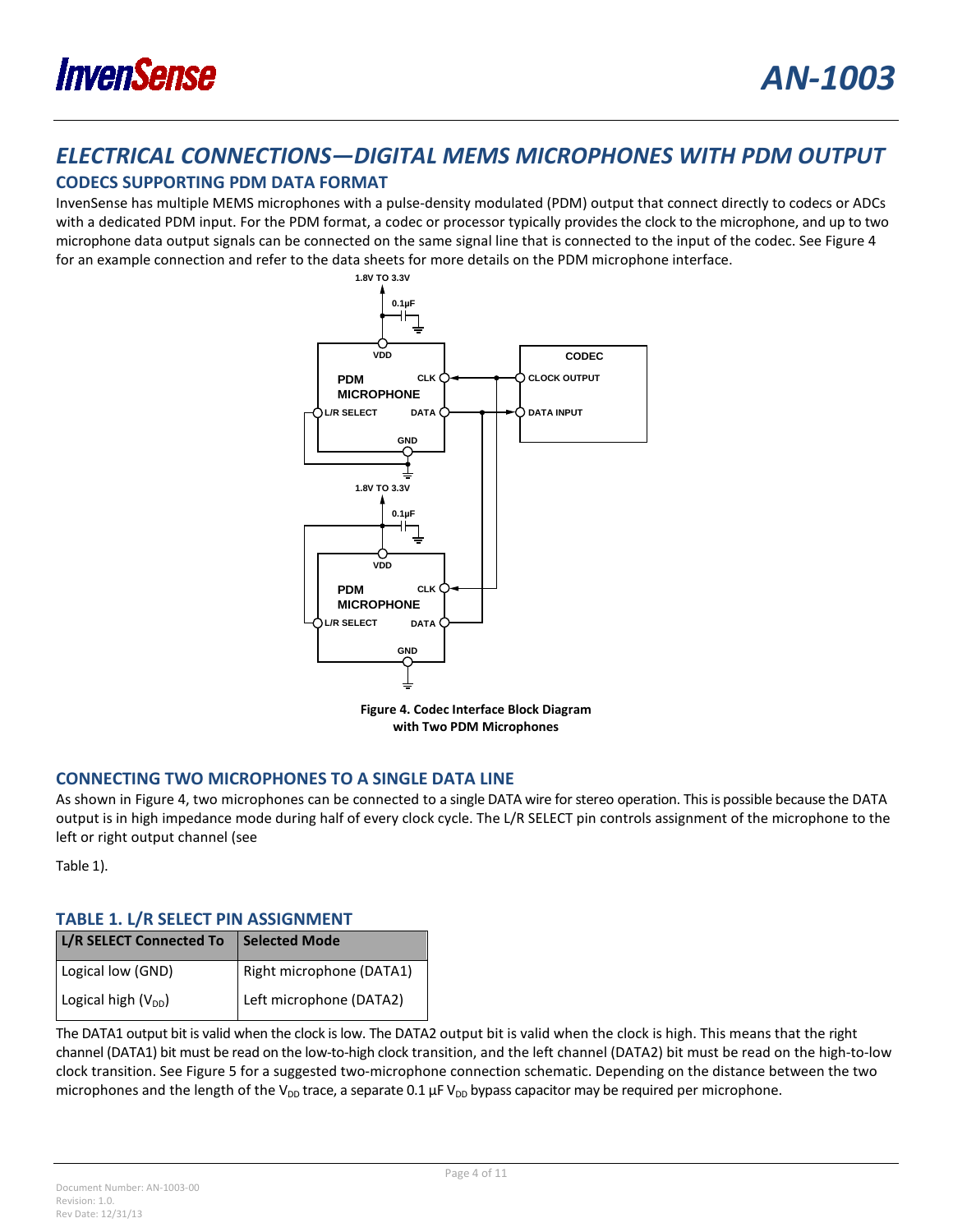# ELECTRICAL CONNECTIONS—DIGITAL MEMS MICROPHONES WITH PDM OUTPUT

## CODECS SUPPORTING PDM DATA FORMAT

InvenSense has multiple MEMS microphones with a pulse-density modulated (PDM) output that connect directly to codecs or ADCs with a dedicated PDM input. For the PDM format, a codec or processor typically provides the clock to the microphone, and up to two microphone data output signals can be connected on the same signal line that is connected to the input of the codec. See Figure 4 for an example connection and refer to the data sheets for more details on the PDM microphone interface.

**Figure 4. Codec Interface Block Diagram with Two PDM Microphones**

## CONNECTING TWO MICROPHONES TO A SINGLE DATA LINE

As shown in Figure 4, two microphones can be connected to a single DATA wire for stereo operation. This is possible because the DATA output is in high impedance mode during half of every clock cycle. The L/R SELECT pin controls assignment of the microphone to the left or right output channel (see

Table 1).

### TABLE 1. L/R SELECT PIN ASSIGNMENT

| L/R SELECT Connected To | Selected Mode |
| --- | --- |
| Logical low (GND) | Right microphone (DATA1) |
| Logical high ($V_{DD}$) | Left microphone (DATA2) |

The DATA1 output bit is valid when the clock is low. The DATA2 output bit is valid when the clock is high. This means that the right channel (DATA1) bit must be read on the low-to-high clock transition, and the left channel (DATA2) bit must be read on the high-to-low clock transition. See Figure 5 for a suggested two-microphone connection schematic. Depending on the distance between the two microphones and the length of the $V_{DD}$ trace, a separate 0.1 µF $V_{DD}$ bypass capacitor may be required per microphone.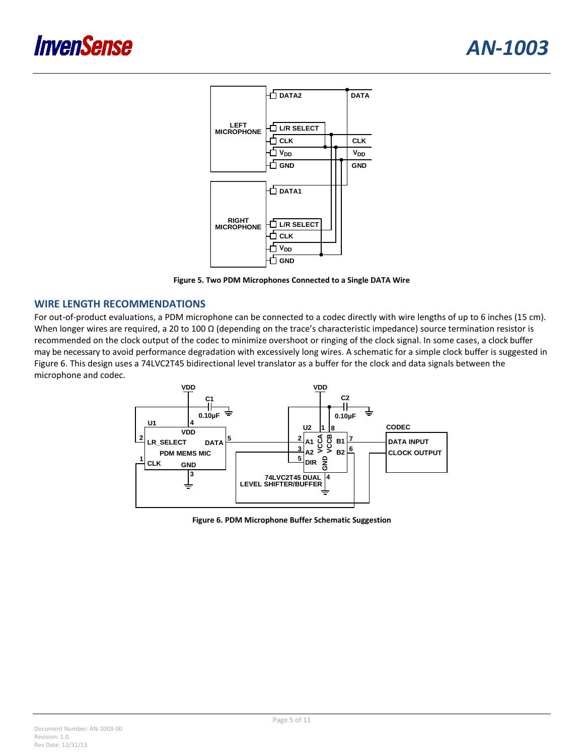Figure 5. Two PDM Microphones Connected to a Single DATA Wire

## WIRE LENGTH RECOMMENDATIONS

For out-of-product evaluations, a PDM microphone can be connected to a codec directly with wire lengths of up to 6 inches (15 cm). When longer wires are required, a 20 to 100 Ω (depending on the trace's characteristic impedance) source termination resistor is recommended on the clock output of the codec to minimize overshoot or ringing of the clock signal. In some cases, a clock buffer may be necessary to avoid performance degradation with excessively long wires. A schematic for a simple clock buffer is suggested in Figure 6. This design uses a 74LVC2T45 bidirectional level translator as a buffer for the clock and data signals between the microphone and codec.

Figure 6. PDM Microphone Buffer Schematic Suggestion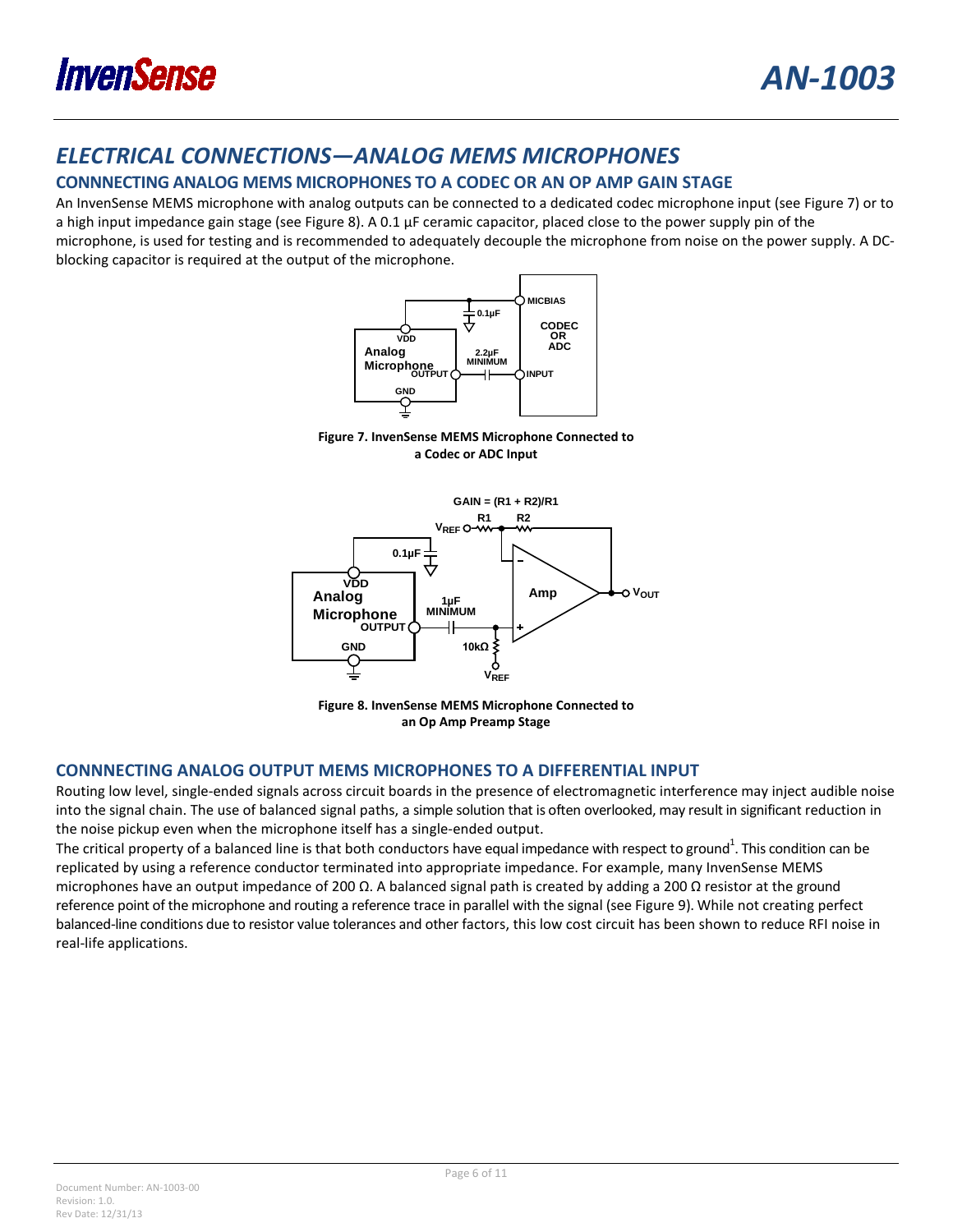# ELECTRICAL CONNECTIONS—ANALOG MEMS MICROPHONES

## CONNNECTING ANALOG MEMS MICROPHONES TO A CODEC OR AN OP AMP GAIN STAGE

An InvenSense MEMS microphone with analog outputs can be connected to a dedicated codec microphone input (see Figure 7) or to a high input impedance gain stage (see Figure 8). A 0.1 µF ceramic capacitor, placed close to the power supply pin of the microphone, is used for testing and is recommended to adequately decouple the microphone from noise on the power supply. A DC-blocking capacitor is required at the output of the microphone.

**Figure 7. InvenSense MEMS Microphone Connected to a Codec or ADC Input**

**Figure 8. InvenSense MEMS Microphone Connected to an Op Amp Preamp Stage**

## CONNNECTING ANALOG OUTPUT MEMS MICROPHONES TO A DIFFERENTIAL INPUT

Routing low level, single-ended signals across circuit boards in the presence of electromagnetic interference may inject audible noise into the signal chain. The use of balanced signal paths, a simple solution that is often overlooked, may result in significant reduction in the noise pickup even when the microphone itself has a single-ended output.

The critical property of a balanced line is that both conductors have equal impedance with respect to ground[1]. This condition can be replicated by using a reference conductor terminated into appropriate impedance. For example, many InvenSense MEMS microphones have an output impedance of 200 Ω. A balanced signal path is created by adding a 200 Ω resistor at the ground reference point of the microphone and routing a reference trace in parallel with the signal (see Figure 9). While not creating perfect balanced-line conditions due to resistor value tolerances and other factors, this low cost circuit has been shown to reduce RFI noise in real-life applications.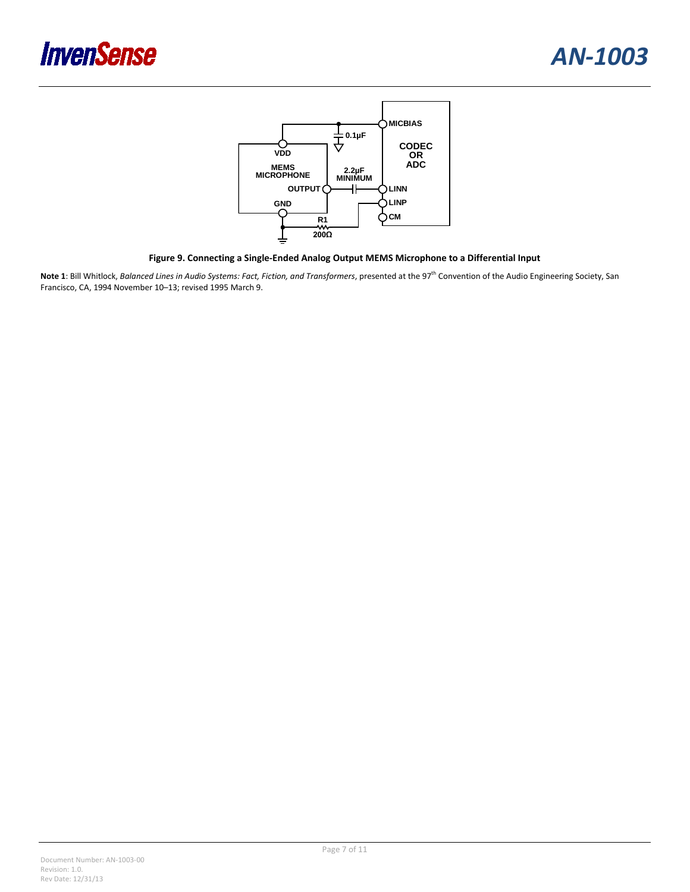**Figure 9. Connecting a Single-Ended Analog Output MEMS Microphone to a Differential Input**

**Note 1**: Bill Whitlock, *Balanced Lines in Audio Systems: Fact, Fiction, and Transformers*, presented at the 97th Convention of the Audio Engineering Society, San Francisco, CA, 1994 November 10–13; revised 1995 March 9.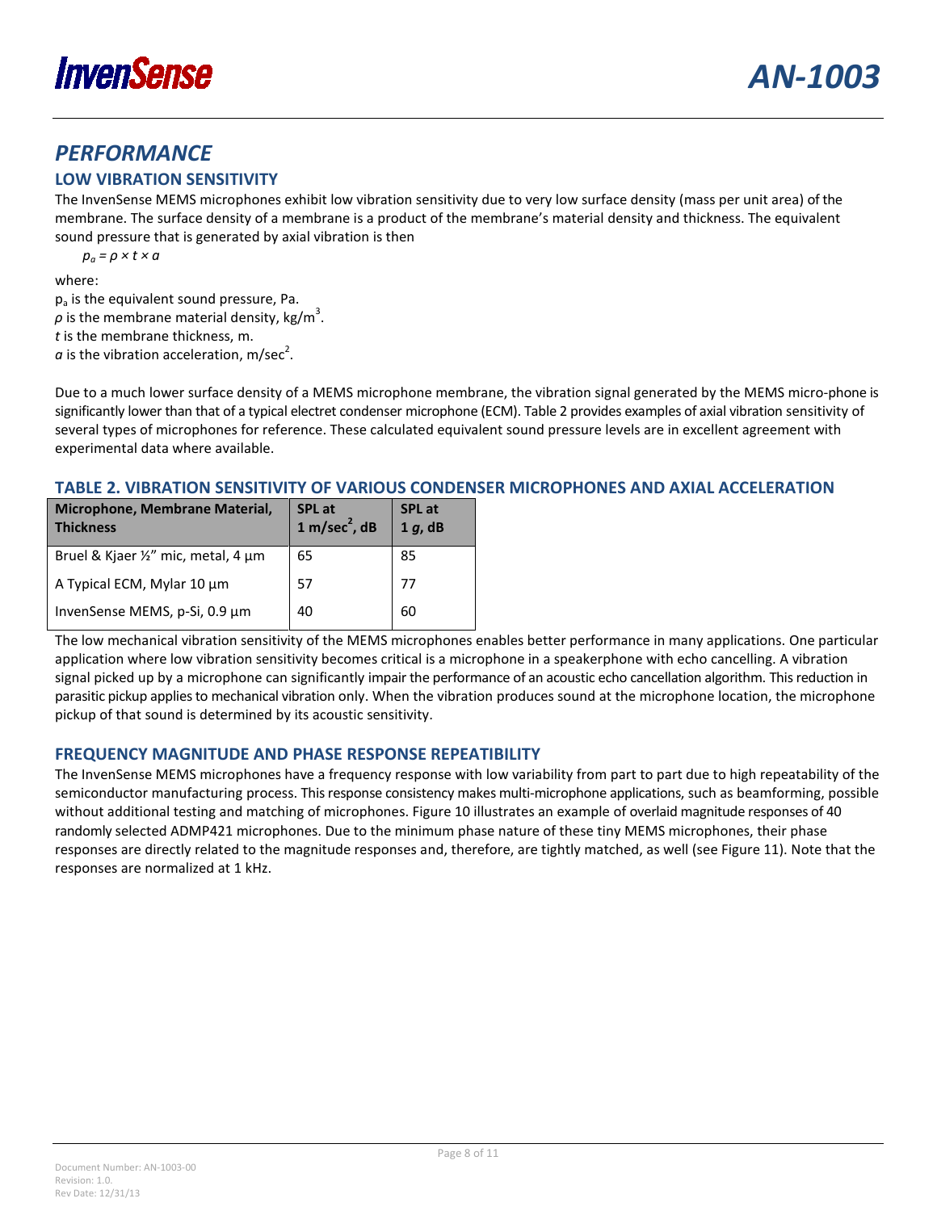# PERFORMANCE

## LOW VIBRATION SENSITIVITY

The InvenSense MEMS microphones exhibit low vibration sensitivity due to very low surface density (mass per unit area) of the membrane. The surface density of a membrane is a product of the membrane's material density and thickness. The equivalent sound pressure that is generated by axial vibration is then

$$p_a = \rho \times t \times a$$

where:

$p_a$ is the equivalent sound pressure, Pa.
$\rho$ is the membrane material density, kg/m$^3$.
$t$ is the membrane thickness, m.
$a$ is the vibration acceleration, m/sec$^2$.

Due to a much lower surface density of a MEMS microphone membrane, the vibration signal generated by the MEMS micro-phone is significantly lower than that of a typical electret condenser microphone (ECM). Table 2 provides examples of axial vibration sensitivity of several types of microphones for reference. These calculated equivalent sound pressure levels are in excellent agreement with experimental data where available.

### TABLE 2. VIBRATION SENSITIVITY OF VARIOUS CONDENSER MICROPHONES AND AXIAL ACCELERATION

| Microphone, Membrane Material, Thickness | SPL at 1 m/sec$^2$, dB | SPL at 1 *g*, dB |
|---|---|---|
| Bruel & Kjaer ½" mic, metal, 4 µm | 65 | 85 |
| A Typical ECM, Mylar 10 µm | 57 | 77 |
| InvenSense MEMS, p-Si, 0.9 µm | 40 | 60 |

The low mechanical vibration sensitivity of the MEMS microphones enables better performance in many applications. One particular application where low vibration sensitivity becomes critical is a microphone in a speakerphone with echo cancelling. A vibration signal picked up by a microphone can significantly impair the performance of an acoustic echo cancellation algorithm. This reduction in parasitic pickup applies to mechanical vibration only. When the vibration produces sound at the microphone location, the microphone pickup of that sound is determined by its acoustic sensitivity.

## FREQUENCY MAGNITUDE AND PHASE RESPONSE REPEATIBILITY

The InvenSense MEMS microphones have a frequency response with low variability from part to part due to high repeatability of the semiconductor manufacturing process. This response consistency makes multi-microphone applications, such as beamforming, possible without additional testing and matching of microphones. Figure 10 illustrates an example of overlaid magnitude responses of 40 randomly selected ADMP421 microphones. Due to the minimum phase nature of these tiny MEMS microphones, their phase responses are directly related to the magnitude responses and, therefore, are tightly matched, as well (see Figure 11). Note that the responses are normalized at 1 kHz.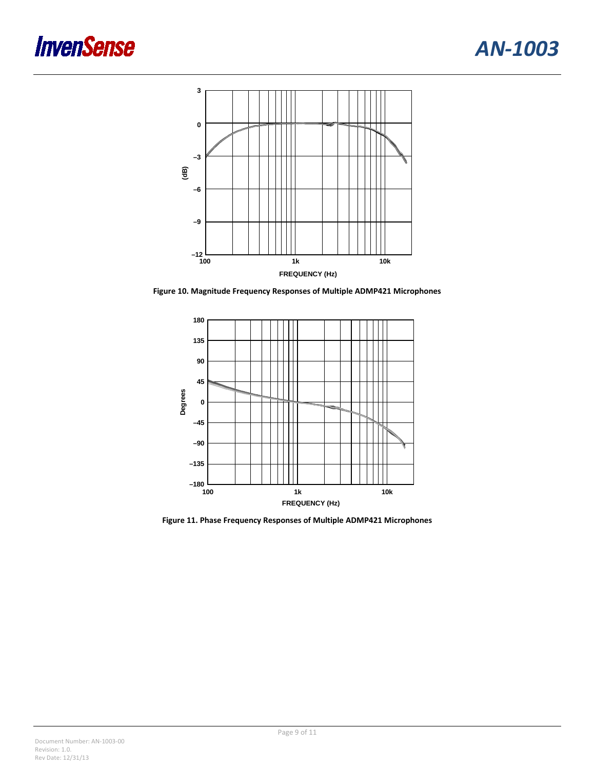Figure 10. Magnitude Frequency Responses of Multiple ADMP421 Microphones

Figure 11. Phase Frequency Responses of Multiple ADMP421 Microphones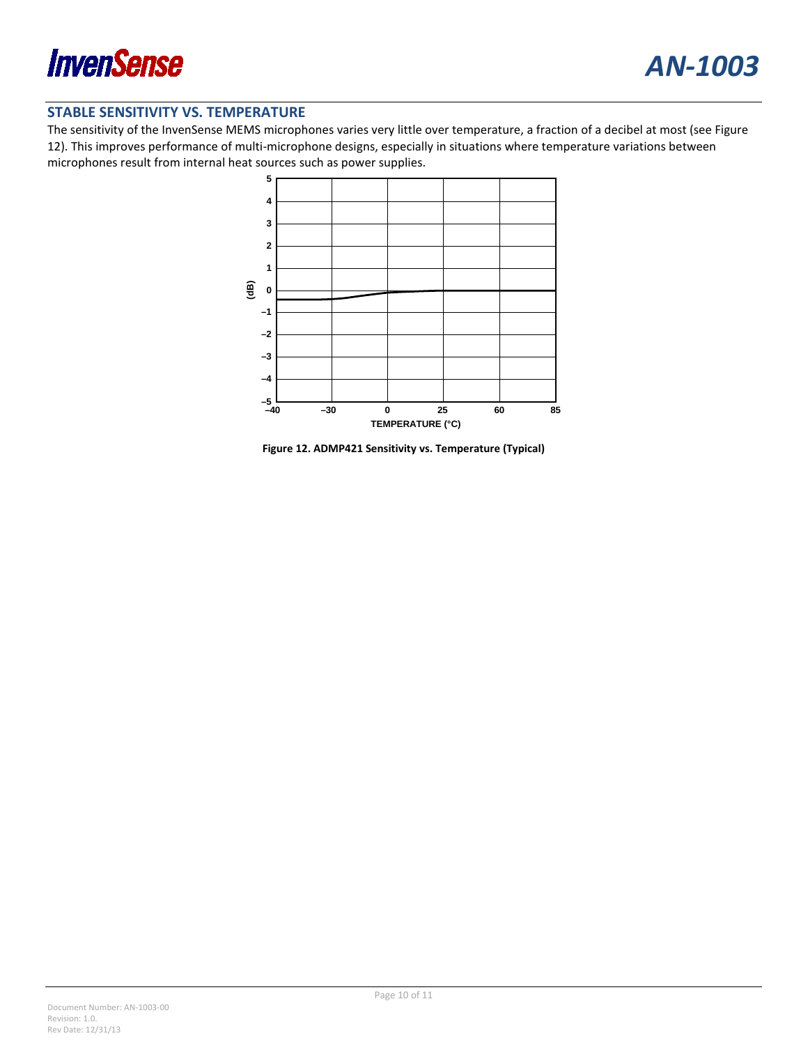## STABLE SENSITIVITY VS. TEMPERATURE

The sensitivity of the InvenSense MEMS microphones varies very little over temperature, a fraction of a decibel at most (see Figure 12). This improves performance of multi-microphone designs, especially in situations where temperature variations between microphones result from internal heat sources such as power supplies.

**Figure 12. ADMP421 Sensitivity vs. Temperature (Typical)**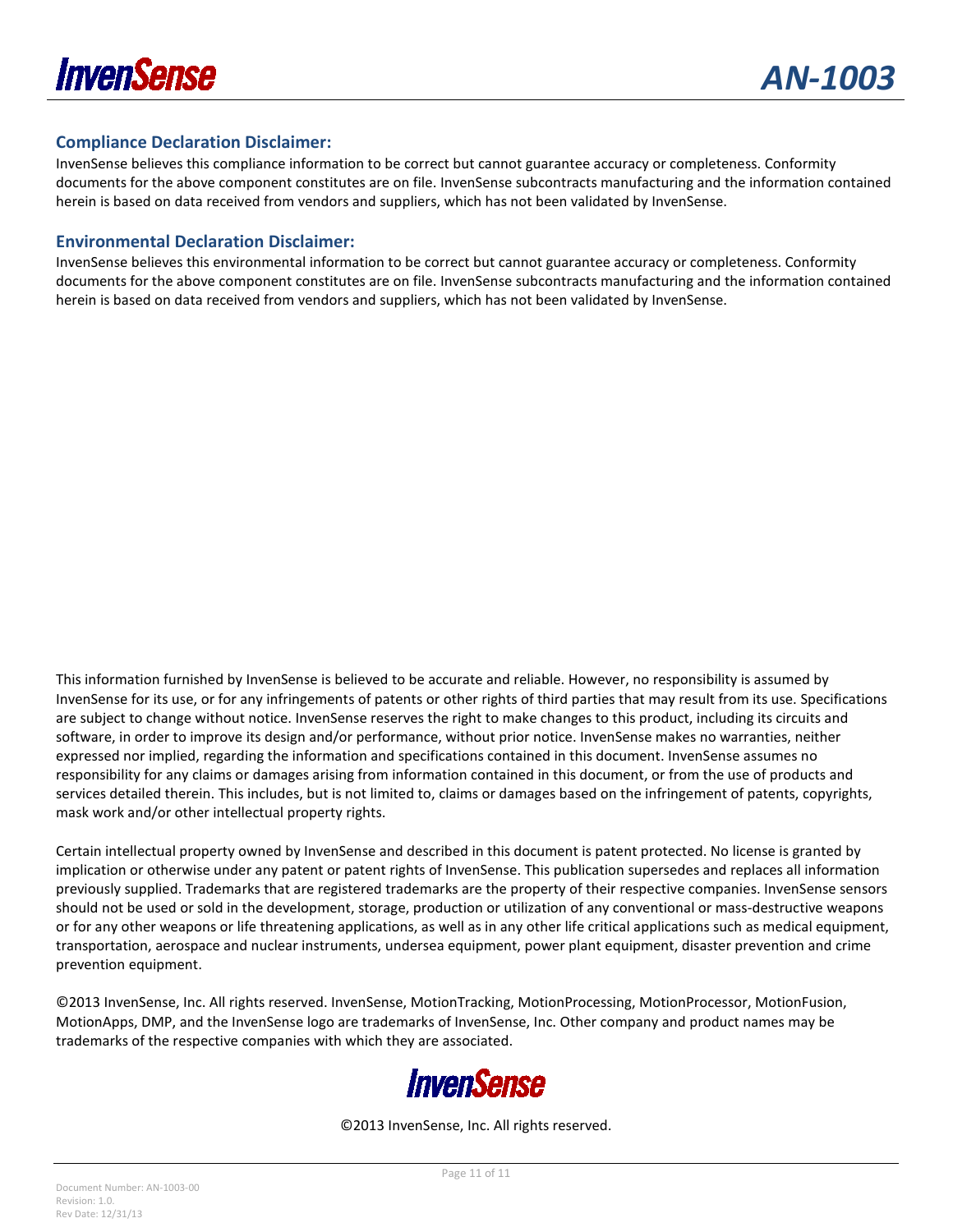## Compliance Declaration Disclaimer:

InvenSense believes this compliance information to be correct but cannot guarantee accuracy or completeness. Conformity documents for the above component constitutes are on file. InvenSense subcontracts manufacturing and the information contained herein is based on data received from vendors and suppliers, which has not been validated by InvenSense.

## Environmental Declaration Disclaimer:

InvenSense believes this environmental information to be correct but cannot guarantee accuracy or completeness. Conformity documents for the above component constitutes are on file. InvenSense subcontracts manufacturing and the information contained herein is based on data received from vendors and suppliers, which has not been validated by InvenSense.

This information furnished by InvenSense is believed to be accurate and reliable. However, no responsibility is assumed by InvenSense for its use, or for any infringements of patents or other rights of third parties that may result from its use. Specifications are subject to change without notice. InvenSense reserves the right to make changes to this product, including its circuits and software, in order to improve its design and/or performance, without prior notice. InvenSense makes no warranties, neither expressed nor implied, regarding the information and specifications contained in this document. InvenSense assumes no responsibility for any claims or damages arising from information contained in this document, or from the use of products and services detailed therein. This includes, but is not limited to, claims or damages based on the infringement of patents, copyrights, mask work and/or other intellectual property rights.

Certain intellectual property owned by InvenSense and described in this document is patent protected. No license is granted by implication or otherwise under any patent or patent rights of InvenSense. This publication supersedes and replaces all information previously supplied. Trademarks that are registered trademarks are the property of their respective companies. InvenSense sensors should not be used or sold in the development, storage, production or utilization of any conventional or mass-destructive weapons or for any other weapons or life threatening applications, as well as in any other life critical applications such as medical equipment, transportation, aerospace and nuclear instruments, undersea equipment, power plant equipment, disaster prevention and crime prevention equipment.

©2013 InvenSense, Inc. All rights reserved. InvenSense, MotionTracking, MotionProcessing, MotionProcessor, MotionFusion, MotionApps, DMP, and the InvenSense logo are trademarks of InvenSense, Inc. Other company and product names may be trademarks of the respective companies with which they are associated.

InvenSense

©2013 InvenSense, Inc. All rights reserved.